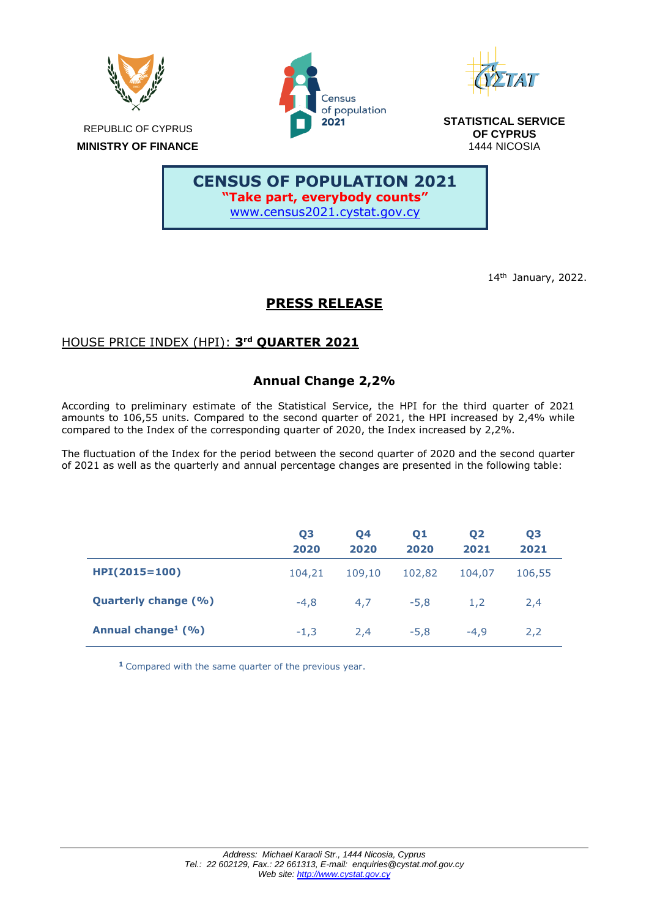REPUBLIC OF CYPRUS
**MINISTRY OF FINANCE**

Census of population 2021

**STATISTICAL SERVICE OF CYPRUS**
1444 NICOSIA

**CENSUS OF POPULATION 2021**
**"Take part, everybody counts"**
www.census2021.cystat.gov.cy

14th January, 2022.

# PRESS RELEASE

## HOUSE PRICE INDEX (HPI): 3rd QUARTER 2021

### Annual Change 2,2%

According to preliminary estimate of the Statistical Service, the HPI for the third quarter of 2021 amounts to 106,55 units. Compared to the second quarter of 2021, the HPI increased by 2,4% while compared to the Index of the corresponding quarter of 2020, the Index increased by 2,2%.

The fluctuation of the Index for the period between the second quarter of 2020 and the second quarter of 2021 as well as the quarterly and annual percentage changes are presented in the following table:

| | Q3 2020 | Q4 2020 | Q1 2020 | Q2 2021 | Q3 2021 |
|---|---|---|---|---|---|
| **HPI(2015=100)** | 104,21 | 109,10 | 102,82 | 104,07 | 106,55 |
| **Quarterly change (%)** | -4,8 | 4,7 | -5,8 | 1,2 | 2,4 |
| **Annual change[1] (%)** | -1,3 | 2,4 | -5,8 | -4,9 | 2,2 |

[1] Compared with the same quarter of the previous year.

*Address: Michael Karaoli Str., 1444 Nicosia, Cyprus*
*Tel.: 22 602129, Fax.: 22 661313, E-mail: enquiries@cystat.mof.gov.cy*
*Web site: http://www.cystat.gov.cy*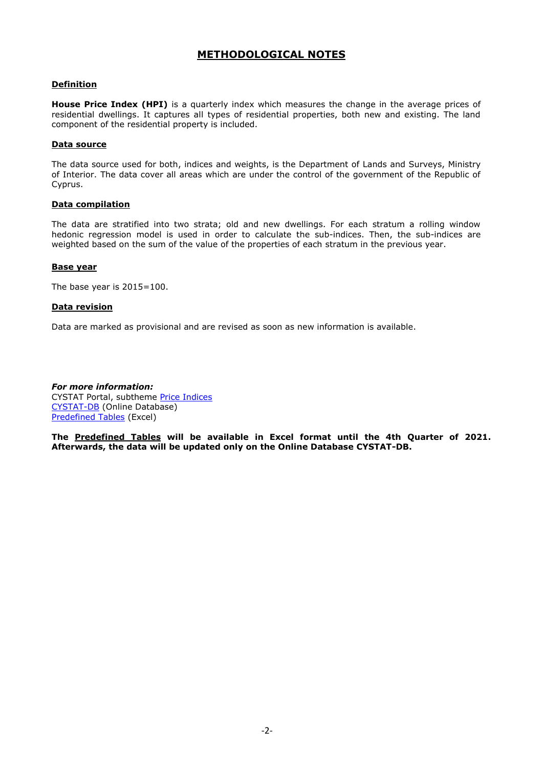# METHODOLOGICAL NOTES

## Definition

**House Price Index (HPI)** is a quarterly index which measures the change in the average prices of residential dwellings. It captures all types of residential properties, both new and existing. The land component of the residential property is included.

## Data source

The data source used for both, indices and weights, is the Department of Lands and Surveys, Ministry of Interior. The data cover all areas which are under the control of the government of the Republic of Cyprus.

## Data compilation

The data are stratified into two strata; old and new dwellings. For each stratum a rolling window hedonic regression model is used in order to calculate the sub-indices. Then, the sub-indices are weighted based on the sum of the value of the properties of each stratum in the previous year.

## Base year

The base year is 2015=100.

## Data revision

Data are marked as provisional and are revised as soon as new information is available.

***For more information:***
CYSTAT Portal, subtheme Price Indices
CYSTAT-DB (Online Database)
Predefined Tables (Excel)

**The Predefined Tables will be available in Excel format until the 4th Quarter of 2021. Afterwards, the data will be updated only on the Online Database CYSTAT-DB.**